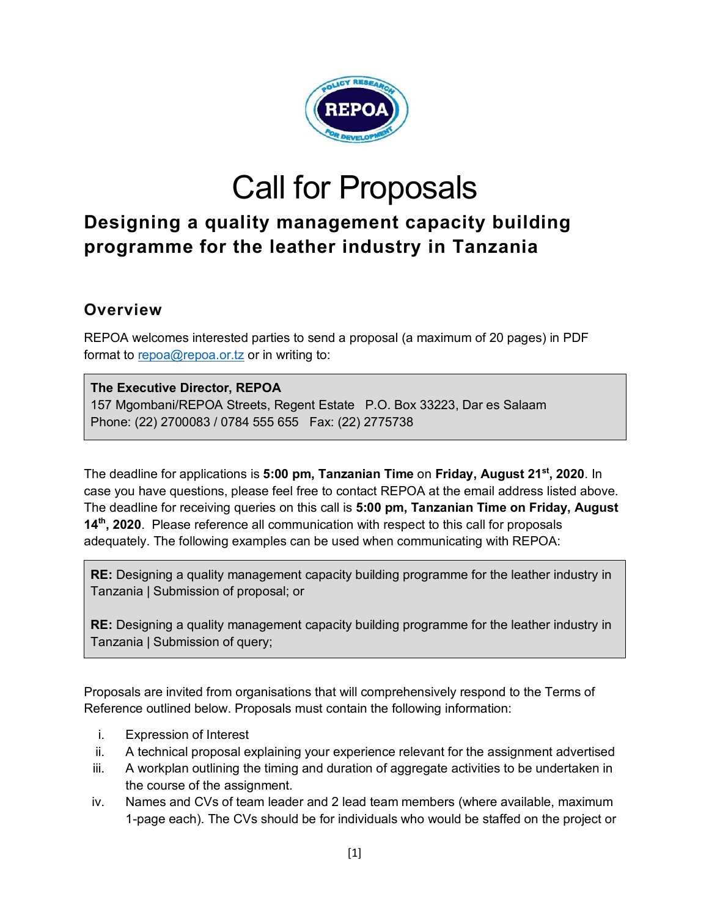# Call for Proposals

## Designing a quality management capacity building programme for the leather industry in Tanzania

### Overview

REPOA welcomes interested parties to send a proposal (a maximum of 20 pages) in PDF format to repoa@repoa.or.tz or in writing to:

> **The Executive Director, REPOA**
> 157 Mgombani/REPOA Streets, Regent Estate P.O. Box 33223, Dar es Salaam
> Phone: (22) 2700083 / 0784 555 655 Fax: (22) 2775738

The deadline for applications is **5:00 pm, Tanzanian Time** on **Friday, August 21st, 2020**. In case you have questions, please feel free to contact REPOA at the email address listed above. The deadline for receiving queries on this call is **5:00 pm, Tanzanian Time on Friday, August 14th, 2020**. Please reference all communication with respect to this call for proposals adequately. The following examples can be used when communicating with REPOA:

> **RE:** Designing a quality management capacity building programme for the leather industry in Tanzania | Submission of proposal; or
>
> **RE:** Designing a quality management capacity building programme for the leather industry in Tanzania | Submission of query;

Proposals are invited from organisations that will comprehensively respond to the Terms of Reference outlined below. Proposals must contain the following information:

i. Expression of Interest
ii. A technical proposal explaining your experience relevant for the assignment advertised
iii. A workplan outlining the timing and duration of aggregate activities to be undertaken in the course of the assignment.
iv. Names and CVs of team leader and 2 lead team members (where available, maximum 1-page each). The CVs should be for individuals who would be staffed on the project or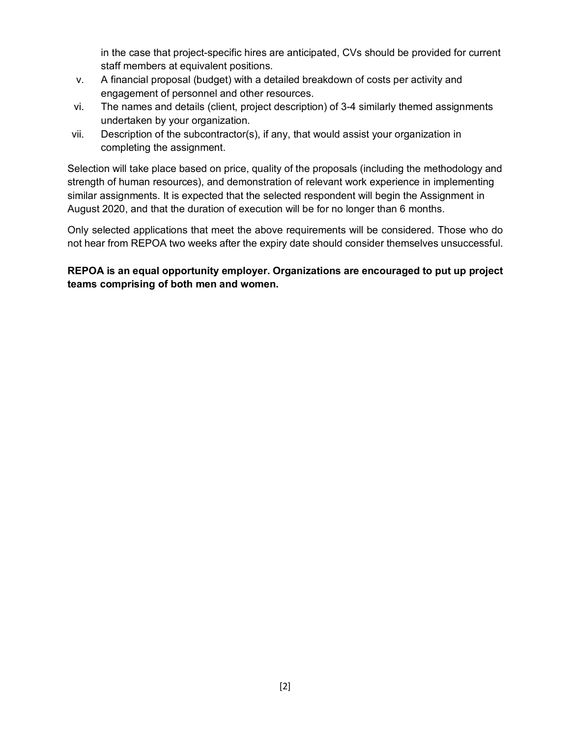in the case that project-specific hires are anticipated, CVs should be provided for current staff members at equivalent positions.

v. A financial proposal (budget) with a detailed breakdown of costs per activity and engagement of personnel and other resources.

vi. The names and details (client, project description) of 3-4 similarly themed assignments undertaken by your organization.

vii. Description of the subcontractor(s), if any, that would assist your organization in completing the assignment.

Selection will take place based on price, quality of the proposals (including the methodology and strength of human resources), and demonstration of relevant work experience in implementing similar assignments. It is expected that the selected respondent will begin the Assignment in August 2020, and that the duration of execution will be for no longer than 6 months.

Only selected applications that meet the above requirements will be considered. Those who do not hear from REPOA two weeks after the expiry date should consider themselves unsuccessful.

**REPOA is an equal opportunity employer. Organizations are encouraged to put up project teams comprising of both men and women.**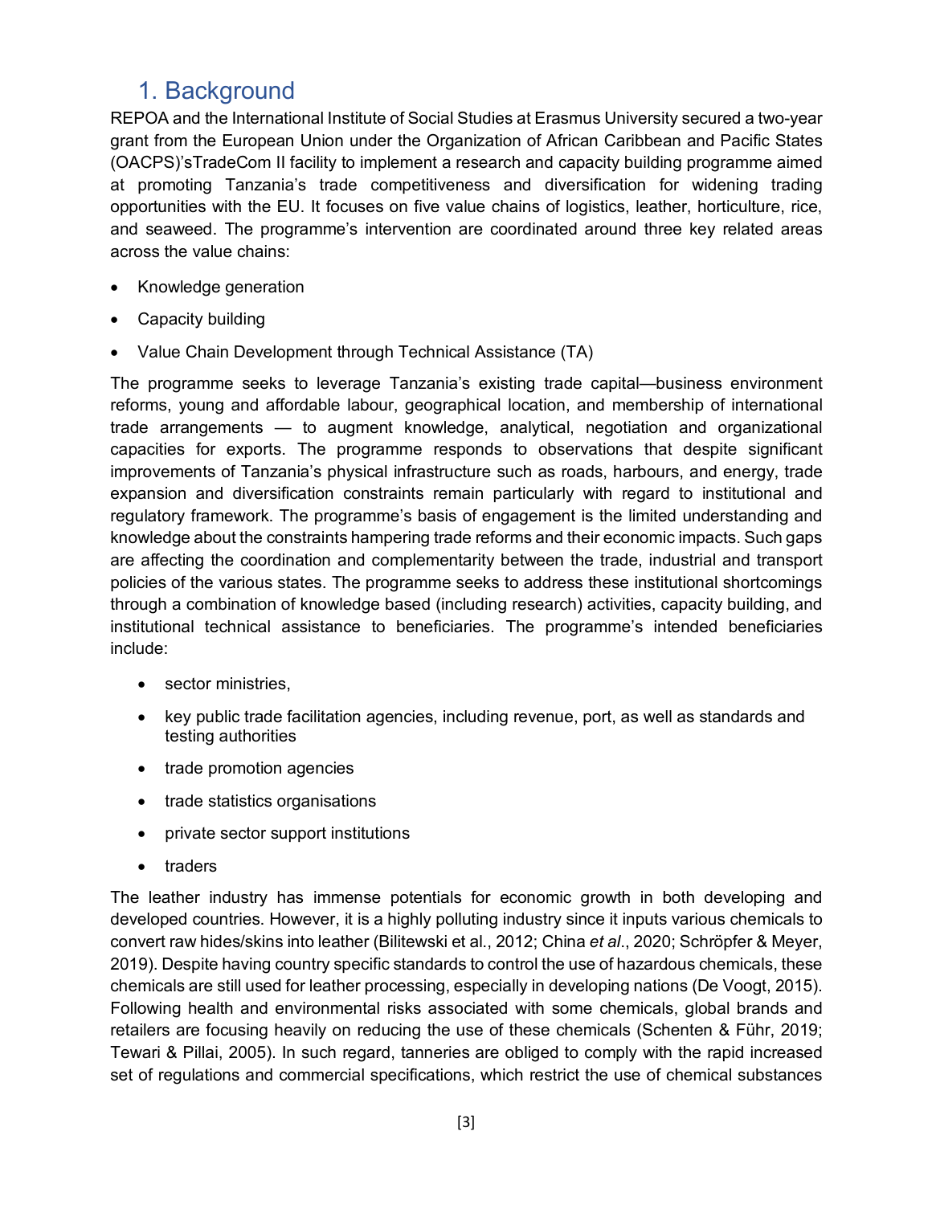# 1. Background

REPOA and the International Institute of Social Studies at Erasmus University secured a two-year grant from the European Union under the Organization of African Caribbean and Pacific States (OACPS)'sTradeCom II facility to implement a research and capacity building programme aimed at promoting Tanzania's trade competitiveness and diversification for widening trading opportunities with the EU. It focuses on five value chains of logistics, leather, horticulture, rice, and seaweed. The programme's intervention are coordinated around three key related areas across the value chains:

- Knowledge generation
- Capacity building
- Value Chain Development through Technical Assistance (TA)

The programme seeks to leverage Tanzania's existing trade capital—business environment reforms, young and affordable labour, geographical location, and membership of international trade arrangements — to augment knowledge, analytical, negotiation and organizational capacities for exports. The programme responds to observations that despite significant improvements of Tanzania's physical infrastructure such as roads, harbours, and energy, trade expansion and diversification constraints remain particularly with regard to institutional and regulatory framework. The programme's basis of engagement is the limited understanding and knowledge about the constraints hampering trade reforms and their economic impacts. Such gaps are affecting the coordination and complementarity between the trade, industrial and transport policies of the various states. The programme seeks to address these institutional shortcomings through a combination of knowledge based (including research) activities, capacity building, and institutional technical assistance to beneficiaries. The programme's intended beneficiaries include:

- sector ministries,
- key public trade facilitation agencies, including revenue, port, as well as standards and testing authorities
- trade promotion agencies
- trade statistics organisations
- private sector support institutions
- traders

The leather industry has immense potentials for economic growth in both developing and developed countries. However, it is a highly polluting industry since it inputs various chemicals to convert raw hides/skins into leather (Bilitewski et al., 2012; China *et al*., 2020; Schröpfer & Meyer, 2019). Despite having country specific standards to control the use of hazardous chemicals, these chemicals are still used for leather processing, especially in developing nations (De Voogt, 2015). Following health and environmental risks associated with some chemicals, global brands and retailers are focusing heavily on reducing the use of these chemicals (Schenten & Führ, 2019; Tewari & Pillai, 2005). In such regard, tanneries are obliged to comply with the rapid increased set of regulations and commercial specifications, which restrict the use of chemical substances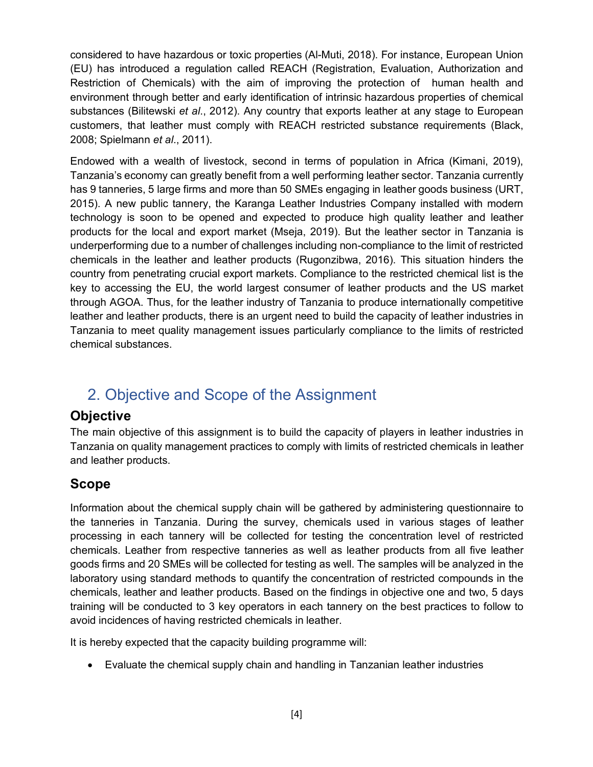considered to have hazardous or toxic properties (Al-Muti, 2018). For instance, European Union (EU) has introduced a regulation called REACH (Registration, Evaluation, Authorization and Restriction of Chemicals) with the aim of improving the protection of human health and environment through better and early identification of intrinsic hazardous properties of chemical substances (Bilitewski *et al*., 2012). Any country that exports leather at any stage to European customers, that leather must comply with REACH restricted substance requirements (Black, 2008; Spielmann *et al*., 2011).

Endowed with a wealth of livestock, second in terms of population in Africa (Kimani, 2019), Tanzania's economy can greatly benefit from a well performing leather sector. Tanzania currently has 9 tanneries, 5 large firms and more than 50 SMEs engaging in leather goods business (URT, 2015). A new public tannery, the Karanga Leather Industries Company installed with modern technology is soon to be opened and expected to produce high quality leather and leather products for the local and export market (Mseja, 2019). But the leather sector in Tanzania is underperforming due to a number of challenges including non-compliance to the limit of restricted chemicals in the leather and leather products (Rugonzibwa, 2016). This situation hinders the country from penetrating crucial export markets. Compliance to the restricted chemical list is the key to accessing the EU, the world largest consumer of leather products and the US market through AGOA. Thus, for the leather industry of Tanzania to produce internationally competitive leather and leather products, there is an urgent need to build the capacity of leather industries in Tanzania to meet quality management issues particularly compliance to the limits of restricted chemical substances.

## 2. Objective and Scope of the Assignment

### Objective

The main objective of this assignment is to build the capacity of players in leather industries in Tanzania on quality management practices to comply with limits of restricted chemicals in leather and leather products.

### Scope

Information about the chemical supply chain will be gathered by administering questionnaire to the tanneries in Tanzania. During the survey, chemicals used in various stages of leather processing in each tannery will be collected for testing the concentration level of restricted chemicals. Leather from respective tanneries as well as leather products from all five leather goods firms and 20 SMEs will be collected for testing as well. The samples will be analyzed in the laboratory using standard methods to quantify the concentration of restricted compounds in the chemicals, leather and leather products. Based on the findings in objective one and two, 5 days training will be conducted to 3 key operators in each tannery on the best practices to follow to avoid incidences of having restricted chemicals in leather.

It is hereby expected that the capacity building programme will:

- Evaluate the chemical supply chain and handling in Tanzanian leather industries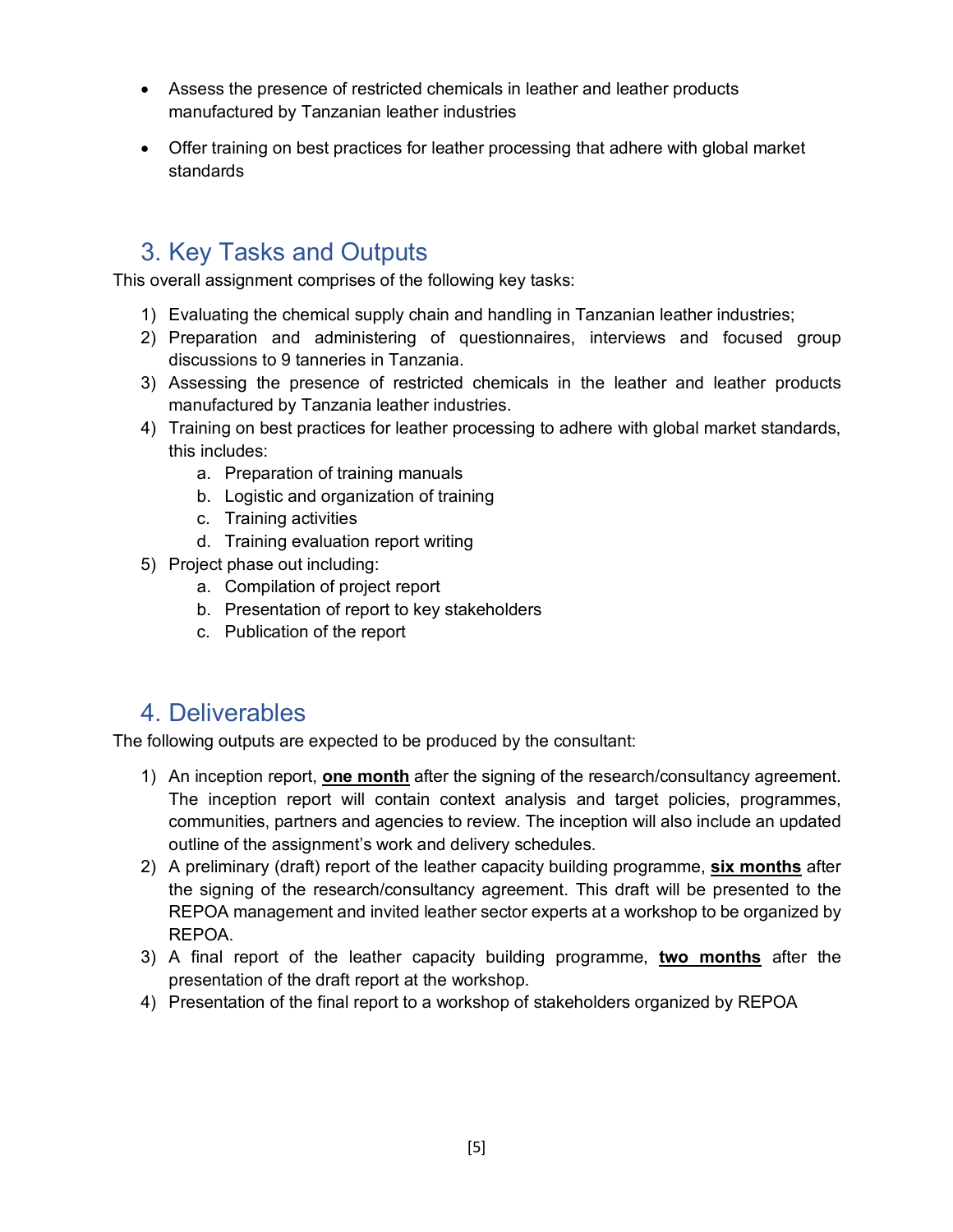- Assess the presence of restricted chemicals in leather and leather products manufactured by Tanzanian leather industries
- Offer training on best practices for leather processing that adhere with global market standards

## 3. Key Tasks and Outputs

This overall assignment comprises of the following key tasks:

1) Evaluating the chemical supply chain and handling in Tanzanian leather industries;
2) Preparation and administering of questionnaires, interviews and focused group discussions to 9 tanneries in Tanzania.
3) Assessing the presence of restricted chemicals in the leather and leather products manufactured by Tanzania leather industries.
4) Training on best practices for leather processing to adhere with global market standards, this includes:
    a. Preparation of training manuals
    b. Logistic and organization of training
    c. Training activities
    d. Training evaluation report writing
5) Project phase out including:
    a. Compilation of project report
    b. Presentation of report to key stakeholders
    c. Publication of the report

## 4. Deliverables

The following outputs are expected to be produced by the consultant:

1) An inception report, **one month** after the signing of the research/consultancy agreement. The inception report will contain context analysis and target policies, programmes, communities, partners and agencies to review. The inception will also include an updated outline of the assignment's work and delivery schedules.
2) A preliminary (draft) report of the leather capacity building programme, **six months** after the signing of the research/consultancy agreement. This draft will be presented to the REPOA management and invited leather sector experts at a workshop to be organized by REPOA.
3) A final report of the leather capacity building programme, **two months** after the presentation of the draft report at the workshop.
4) Presentation of the final report to a workshop of stakeholders organized by REPOA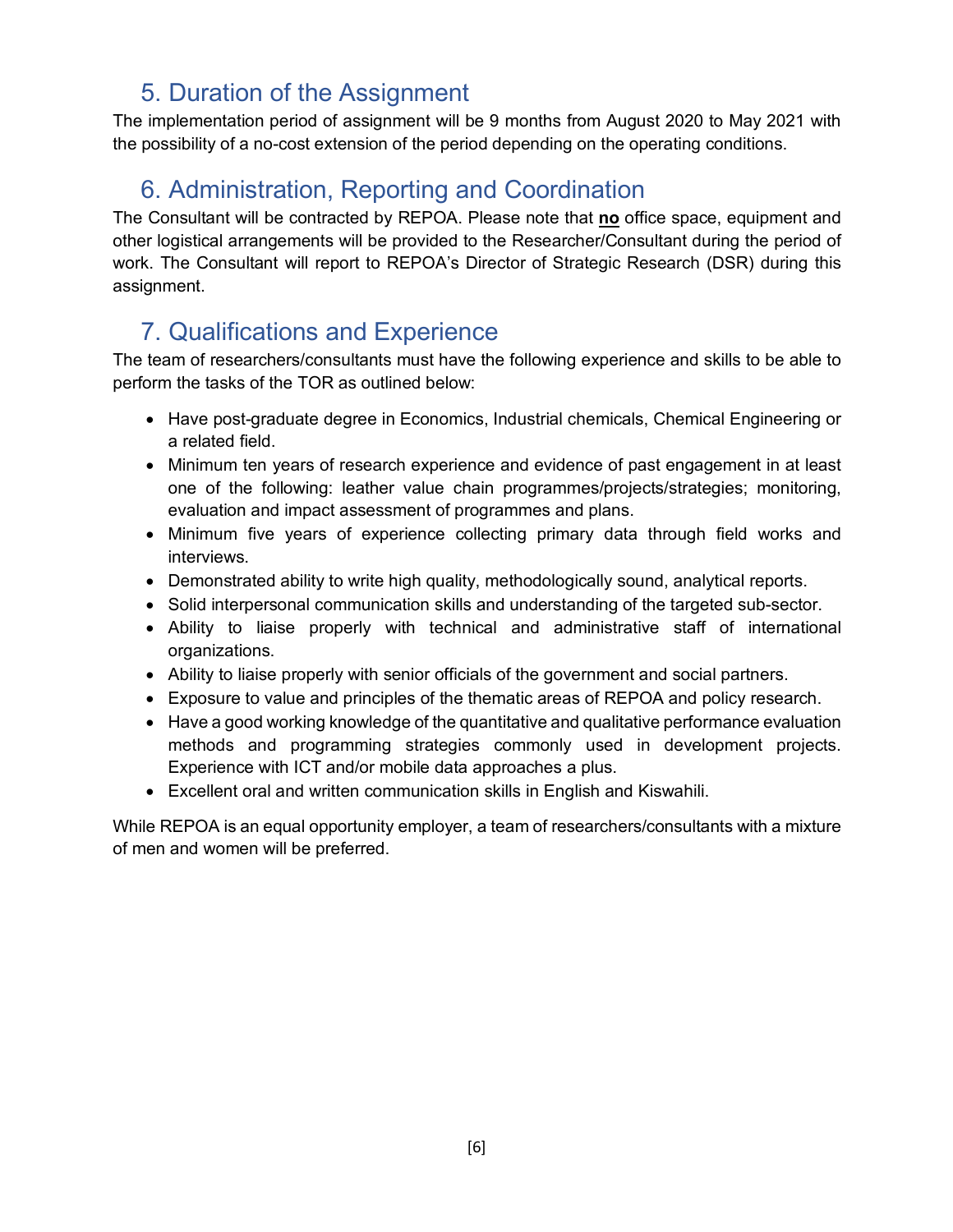## 5. Duration of the Assignment

The implementation period of assignment will be 9 months from August 2020 to May 2021 with the possibility of a no-cost extension of the period depending on the operating conditions.

## 6. Administration, Reporting and Coordination

The Consultant will be contracted by REPOA. Please note that **no** office space, equipment and other logistical arrangements will be provided to the Researcher/Consultant during the period of work. The Consultant will report to REPOA's Director of Strategic Research (DSR) during this assignment.

## 7. Qualifications and Experience

The team of researchers/consultants must have the following experience and skills to be able to perform the tasks of the TOR as outlined below:

- Have post-graduate degree in Economics, Industrial chemicals, Chemical Engineering or a related field.
- Minimum ten years of research experience and evidence of past engagement in at least one of the following: leather value chain programmes/projects/strategies; monitoring, evaluation and impact assessment of programmes and plans.
- Minimum five years of experience collecting primary data through field works and interviews.
- Demonstrated ability to write high quality, methodologically sound, analytical reports.
- Solid interpersonal communication skills and understanding of the targeted sub-sector.
- Ability to liaise properly with technical and administrative staff of international organizations.
- Ability to liaise properly with senior officials of the government and social partners.
- Exposure to value and principles of the thematic areas of REPOA and policy research.
- Have a good working knowledge of the quantitative and qualitative performance evaluation methods and programming strategies commonly used in development projects. Experience with ICT and/or mobile data approaches a plus.
- Excellent oral and written communication skills in English and Kiswahili.

While REPOA is an equal opportunity employer, a team of researchers/consultants with a mixture of men and women will be preferred.